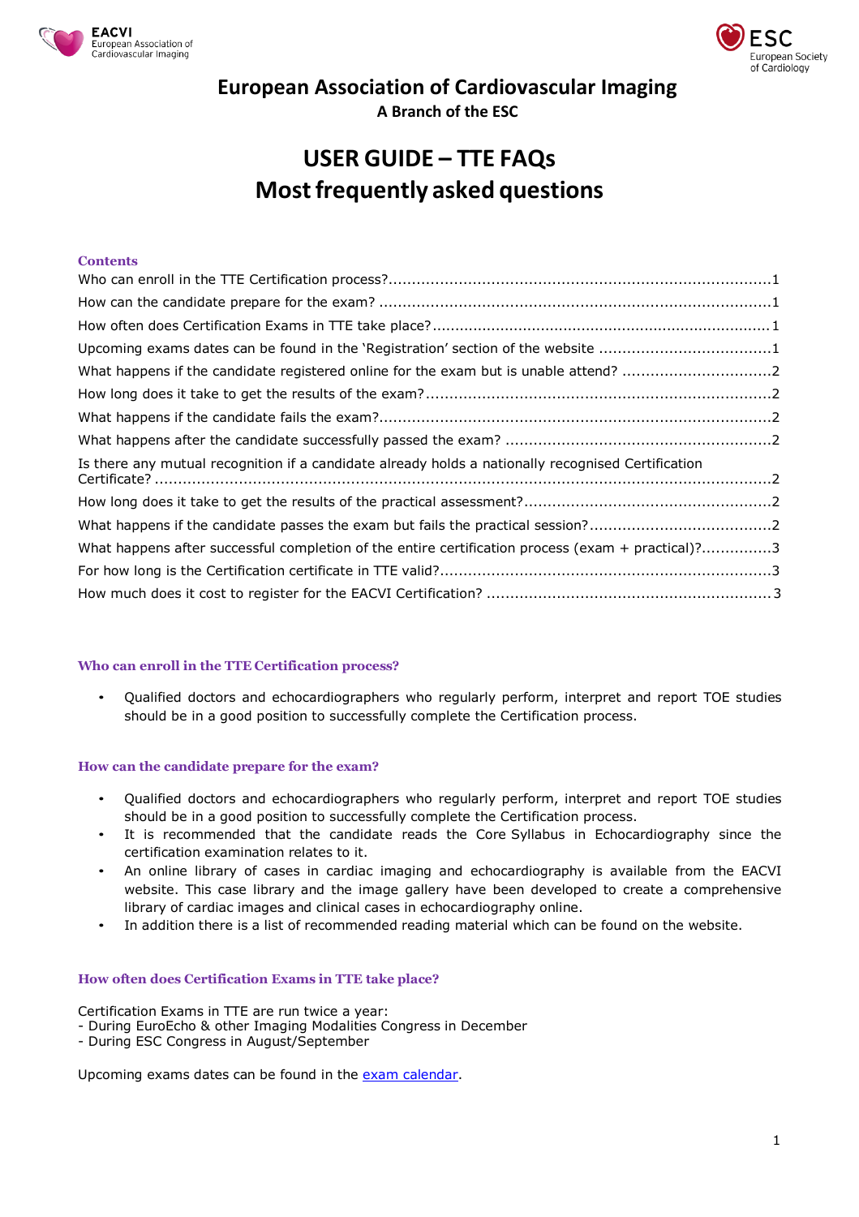# European Association of Cardiovascular Imaging

**A Branch of the ESC**

# USER GUIDE – TTE FAQs
# Most frequently asked questions

## Contents

Who can enroll in the TTE Certification process? ........ 1
How can the candidate prepare for the exam? ........ 1
How often does Certification Exams in TTE take place? ........ 1
Upcoming exams dates can be found in the 'Registration' section of the website ........ 1
What happens if the candidate registered online for the exam but is unable attend? ........ 2
How long does it take to get the results of the exam? ........ 2
What happens if the candidate fails the exam? ........ 2
What happens after the candidate successfully passed the exam? ........ 2
Is there any mutual recognition if a candidate already holds a nationally recognised Certification Certificate? ........ 2
How long does it take to get the results of the practical assessment? ........ 2
What happens if the candidate passes the exam but fails the practical session? ........ 2
What happens after successful completion of the entire certification process (exam + practical)? ........ 3
For how long is the Certification certificate in TTE valid? ........ 3
How much does it cost to register for the EACVI Certification? ........ 3

## Who can enroll in the TTE Certification process?

- Qualified doctors and echocardiographers who regularly perform, interpret and report TOE studies should be in a good position to successfully complete the Certification process.

## How can the candidate prepare for the exam?

- Qualified doctors and echocardiographers who regularly perform, interpret and report TOE studies should be in a good position to successfully complete the Certification process.
- It is recommended that the candidate reads the Core Syllabus in Echocardiography since the certification examination relates to it.
- An online library of cases in cardiac imaging and echocardiography is available from the EACVI website. This case library and the image gallery have been developed to create a comprehensive library of cardiac images and clinical cases in echocardiography online.
- In addition there is a list of recommended reading material which can be found on the website.

## How often does Certification Exams in TTE take place?

Certification Exams in TTE are run twice a year:
- During EuroEcho & other Imaging Modalities Congress in December
- During ESC Congress in August/September

Upcoming exams dates can be found in the exam calendar.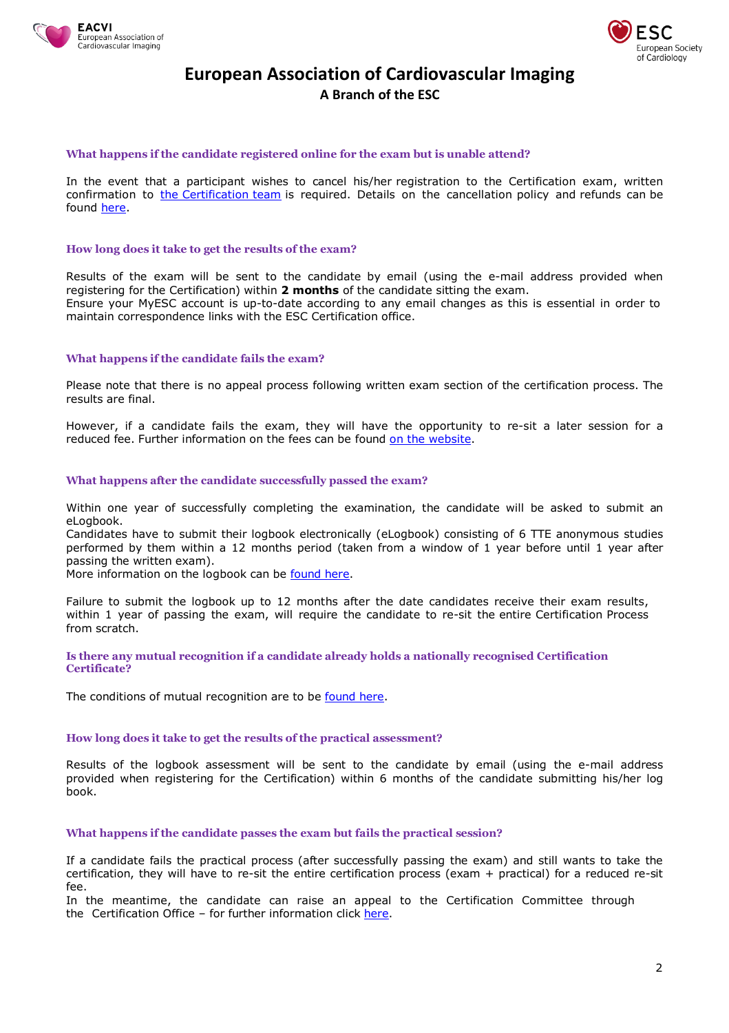### What happens if the candidate registered online for the exam but is unable attend?

In the event that a participant wishes to cancel his/her registration to the Certification exam, written confirmation to the Certification team is required. Details on the cancellation policy and refunds can be found here.

### How long does it take to get the results of the exam?

Results of the exam will be sent to the candidate by email (using the e-mail address provided when registering for the Certification) within **2 months** of the candidate sitting the exam.
Ensure your MyESC account is up-to-date according to any email changes as this is essential in order to maintain correspondence links with the ESC Certification office.

### What happens if the candidate fails the exam?

Please note that there is no appeal process following written exam section of the certification process. The results are final.

However, if a candidate fails the exam, they will have the opportunity to re-sit a later session for a reduced fee. Further information on the fees can be found on the website.

### What happens after the candidate successfully passed the exam?

Within one year of successfully completing the examination, the candidate will be asked to submit an eLogbook.
Candidates have to submit their logbook electronically (eLogbook) consisting of 6 TTE anonymous studies performed by them within a 12 months period (taken from a window of 1 year before until 1 year after passing the written exam).
More information on the logbook can be found here.

Failure to submit the logbook up to 12 months after the date candidates receive their exam results, within 1 year of passing the exam, will require the candidate to re-sit the entire Certification Process from scratch.

### Is there any mutual recognition if a candidate already holds a nationally recognised Certification Certificate?

The conditions of mutual recognition are to be found here.

### How long does it take to get the results of the practical assessment?

Results of the logbook assessment will be sent to the candidate by email (using the e-mail address provided when registering for the Certification) within 6 months of the candidate submitting his/her log book.

### What happens if the candidate passes the exam but fails the practical session?

If a candidate fails the practical process (after successfully passing the exam) and still wants to take the certification, they will have to re-sit the entire certification process (exam + practical) for a reduced re-sit fee.
In the meantime, the candidate can raise an appeal to the Certification Committee through the Certification Office – for further information click here.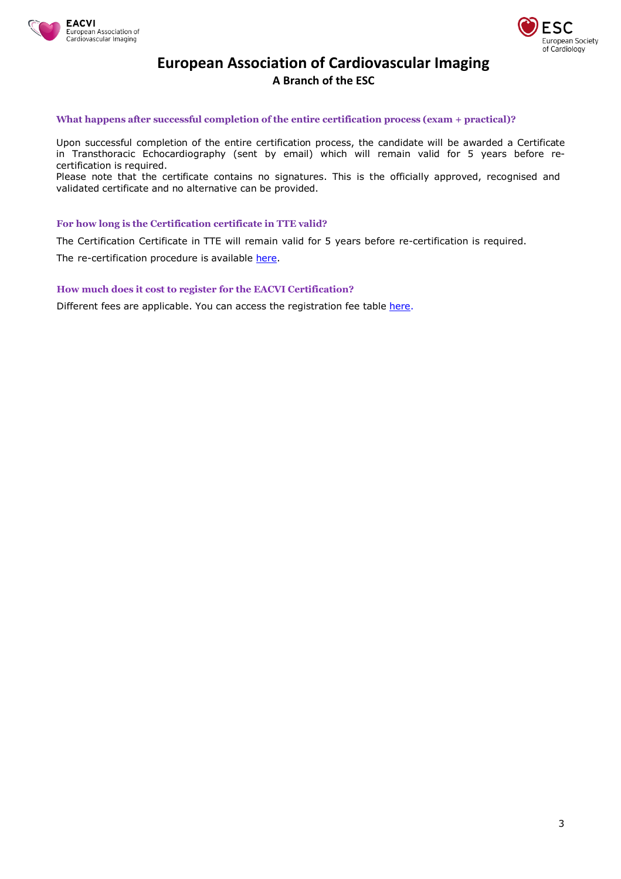### What happens after successful completion of the entire certification process (exam + practical)?

Upon successful completion of the entire certification process, the candidate will be awarded a Certificate in Transthoracic Echocardiography (sent by email) which will remain valid for 5 years before re-certification is required.
Please note that the certificate contains no signatures. This is the officially approved, recognised and validated certificate and no alternative can be provided.

### For how long is the Certification certificate in TTE valid?

The Certification Certificate in TTE will remain valid for 5 years before re-certification is required.

The re-certification procedure is available here.

### How much does it cost to register for the EACVI Certification?

Different fees are applicable. You can access the registration fee table here.